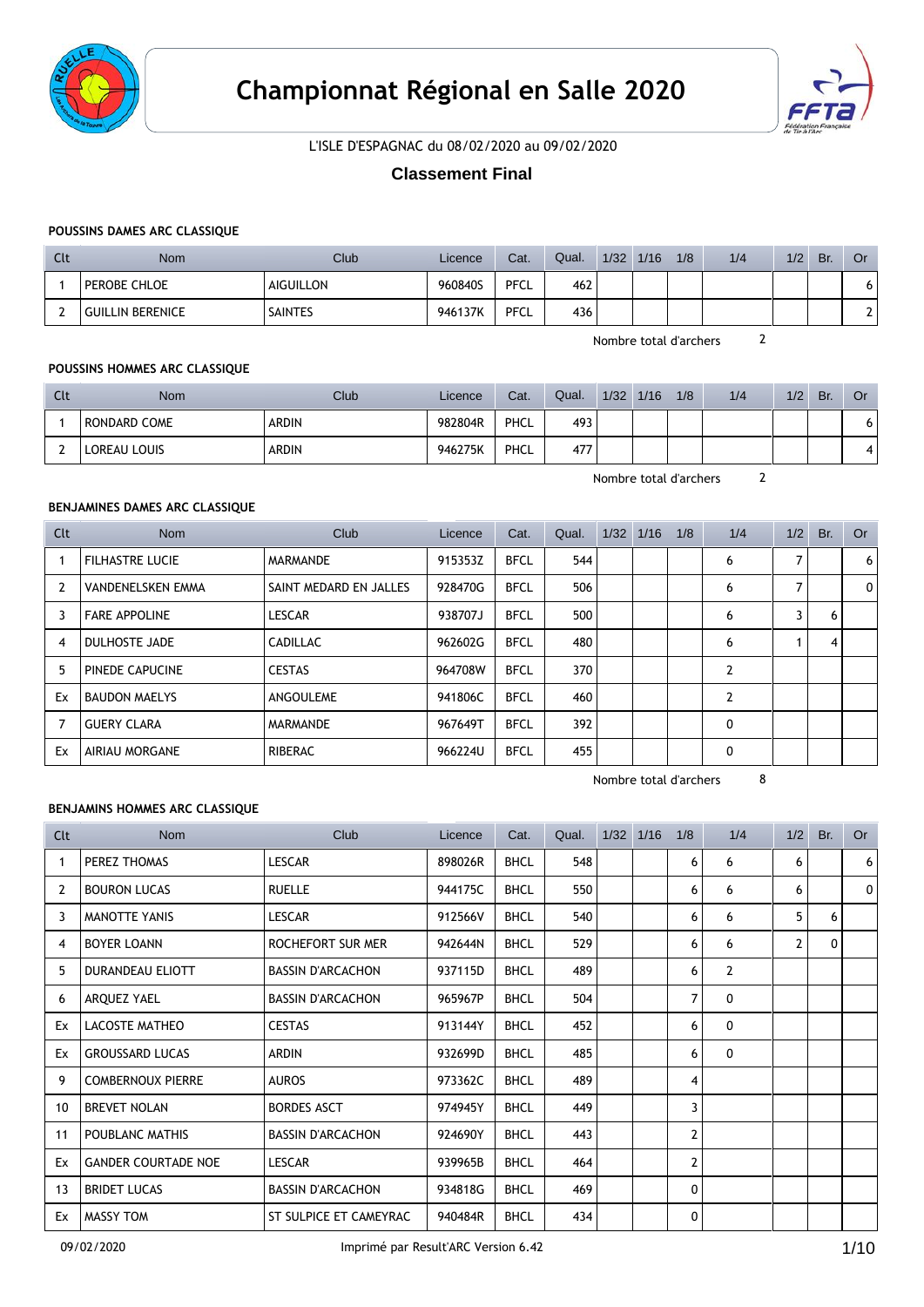# Championnat Régional en Salle 2020

L'ISLE D'ESPAGNAC du 08/02/2020 au 09/02/2020

## Classement Final

### POUSSINS DAMES ARC CLASSIQUE

| Clt | Nom | Club | Licence | Cat. | Qual. | 1/32 | 1/16 | 1/8 | 1/4 | 1/2 | Br. | Or |
|---|---|---|---|---|---|---|---|---|---|---|---|---|
| 1 | PEROBE CHLOE | AIGUILLON | 960840S | PFCL | 462 | | | | | | | 6 |
| 2 | GUILLIN BERENICE | SAINTES | 946137K | PFCL | 436 | | | | | | | 2 |

Nombre total d'archers 2

### POUSSINS HOMMES ARC CLASSIQUE

| Clt | Nom | Club | Licence | Cat. | Qual. | 1/32 | 1/16 | 1/8 | 1/4 | 1/2 | Br. | Or |
|---|---|---|---|---|---|---|---|---|---|---|---|---|
| 1 | RONDARD COME | ARDIN | 982804R | PHCL | 493 | | | | | | | 6 |
| 2 | LOREAU LOUIS | ARDIN | 946275K | PHCL | 477 | | | | | | | 4 |

Nombre total d'archers 2

### BENJAMINES DAMES ARC CLASSIQUE

| Clt | Nom | Club | Licence | Cat. | Qual. | 1/32 | 1/16 | 1/8 | 1/4 | 1/2 | Br. | Or |
|---|---|---|---|---|---|---|---|---|---|---|---|---|
| 1 | FILHASTRE LUCIE | MARMANDE | 915353Z | BFCL | 544 | | | | 6 | 7 | | 6 |
| 2 | VANDENELSKEN EMMA | SAINT MEDARD EN JALLES | 928470G | BFCL | 506 | | | | 6 | 7 | | 0 |
| 3 | FARE APPOLINE | LESCAR | 938707J | BFCL | 500 | | | | 6 | 3 | 6 | |
| 4 | DULHOSTE JADE | CADILLAC | 962602G | BFCL | 480 | | | | 6 | 1 | 4 | |
| 5 | PINEDE CAPUCINE | CESTAS | 964708W | BFCL | 370 | | | | 2 | | | |
| Ex | BAUDON MAELYS | ANGOULEME | 941806C | BFCL | 460 | | | | 2 | | | |
| 7 | GUERY CLARA | MARMANDE | 967649T | BFCL | 392 | | | | 0 | | | |
| Ex | AIRIAU MORGANE | RIBERAC | 966224U | BFCL | 455 | | | | 0 | | | |

Nombre total d'archers 8

### BENJAMINS HOMMES ARC CLASSIQUE

| Clt | Nom | Club | Licence | Cat. | Qual. | 1/32 | 1/16 | 1/8 | 1/4 | 1/2 | Br. | Or |
|---|---|---|---|---|---|---|---|---|---|---|---|---|
| 1 | PEREZ THOMAS | LESCAR | 898026R | BHCL | 548 | | | 6 | 6 | 6 | | 6 |
| 2 | BOURON LUCAS | RUELLE | 944175C | BHCL | 550 | | | 6 | 6 | 6 | | 0 |
| 3 | MANOTTE YANIS | LESCAR | 912566V | BHCL | 540 | | | 6 | 6 | 5 | 6 | |
| 4 | BOYER LOANN | ROCHEFORT SUR MER | 942644N | BHCL | 529 | | | 6 | 6 | 2 | 0 | |
| 5 | DURANDEAU ELIOTT | BASSIN D'ARCACHON | 937115D | BHCL | 489 | | | 6 | 2 | | | |
| 6 | ARQUEZ YAEL | BASSIN D'ARCACHON | 965967P | BHCL | 504 | | | 7 | 0 | | | |
| Ex | LACOSTE MATHEO | CESTAS | 913144Y | BHCL | 452 | | | 6 | 0 | | | |
| Ex | GROUSSARD LUCAS | ARDIN | 932699D | BHCL | 485 | | | 6 | 0 | | | |
| 9 | COMBERNOUX PIERRE | AUROS | 973362C | BHCL | 489 | | | 4 | | | | |
| 10 | BREVET NOLAN | BORDES ASCT | 974945Y | BHCL | 449 | | | 3 | | | | |
| 11 | POUBLANC MATHIS | BASSIN D'ARCACHON | 924690Y | BHCL | 443 | | | 2 | | | | |
| Ex | GANDER COURTADE NOE | LESCAR | 939965B | BHCL | 464 | | | 2 | | | | |
| 13 | BRIDET LUCAS | BASSIN D'ARCACHON | 934818G | BHCL | 469 | | | 0 | | | | |
| Ex | MASSY TOM | ST SULPICE ET CAMEYRAC | 940484R | BHCL | 434 | | | 0 | | | | |

09/02/2020 Imprimé par Result'ARC Version 6.42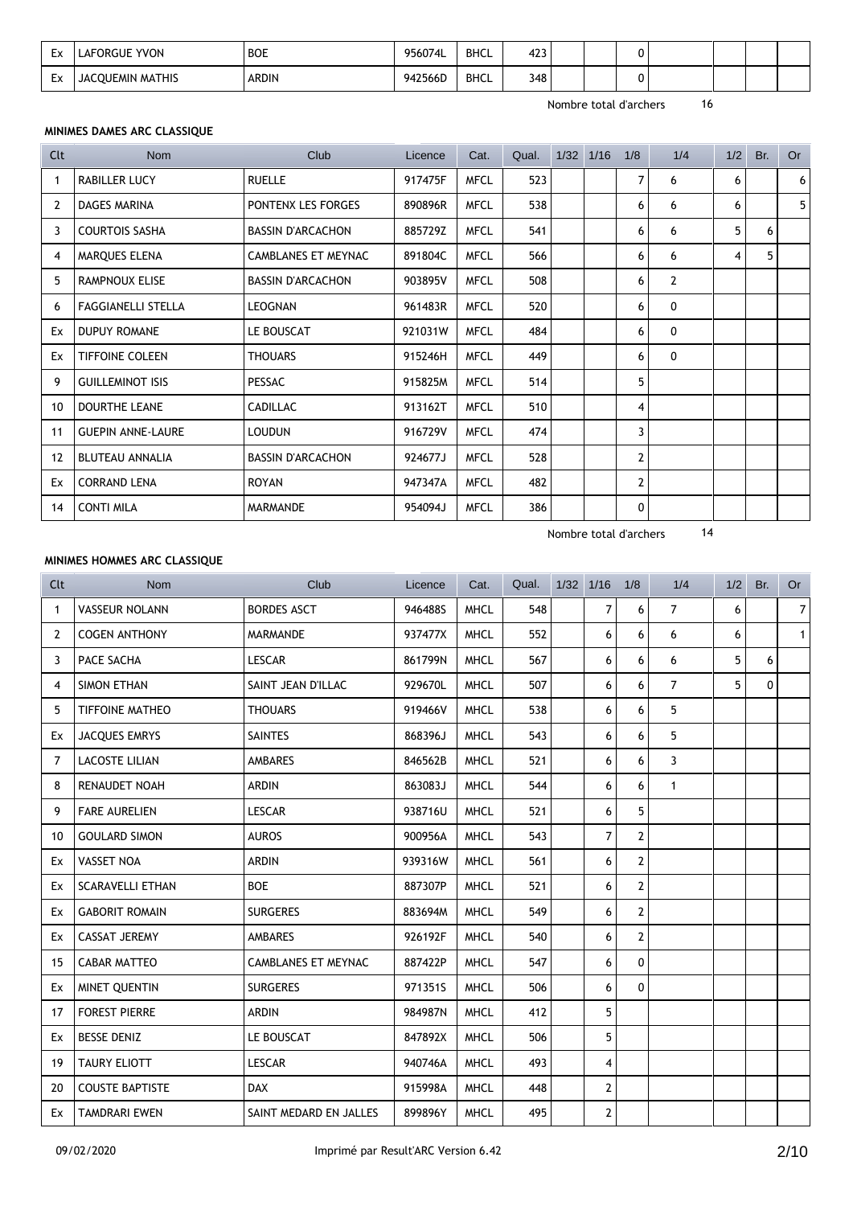| Ex | LAFORGUE YVON | BOE | 956074L | BHCL | 423 | | | 0 | | | | |
|---|---|---|---|---|---|---|---|---|---|---|---|---|
| Ex | JACQUEMIN MATHIS | ARDIN | 942566D | BHCL | 348 | | | 0 | | | | |

Nombre total d'archers 16

### MINIMES DAMES ARC CLASSIQUE

| Clt | Nom | Club | Licence | Cat. | Qual. | 1/32 | 1/16 | 1/8 | 1/4 | 1/2 | Br. | Or |
|---|---|---|---|---|---|---|---|---|---|---|---|---|
| 1 | RABILLER LUCY | RUELLE | 917475F | MFCL | 523 | | | 7 | 6 | 6 | | 6 |
| 2 | DAGES MARINA | PONTENX LES FORGES | 890896R | MFCL | 538 | | | 6 | 6 | 6 | | 5 |
| 3 | COURTOIS SASHA | BASSIN D'ARCACHON | 885729Z | MFCL | 541 | | | 6 | 6 | 5 | 6 | |
| 4 | MARQUES ELENA | CAMBLANES ET MEYNAC | 891804C | MFCL | 566 | | | 6 | 6 | 4 | 5 | |
| 5 | RAMPNOUX ELISE | BASSIN D'ARCACHON | 903895V | MFCL | 508 | | | 6 | 2 | | | |
| 6 | FAGGIANELLI STELLA | LEOGNAN | 961483R | MFCL | 520 | | | 6 | 0 | | | |
| Ex | DUPUY ROMANE | LE BOUSCAT | 921031W | MFCL | 484 | | | 6 | 0 | | | |
| Ex | TIFFOINE COLEEN | THOUARS | 915246H | MFCL | 449 | | | 6 | 0 | | | |
| 9 | GUILLEMINOT ISIS | PESSAC | 915825M | MFCL | 514 | | | 5 | | | | |
| 10 | DOURTHE LEANE | CADILLAC | 913162T | MFCL | 510 | | | 4 | | | | |
| 11 | GUEPIN ANNE-LAURE | LOUDUN | 916729V | MFCL | 474 | | | 3 | | | | |
| 12 | BLUTEAU ANNALIA | BASSIN D'ARCACHON | 924677J | MFCL | 528 | | | 2 | | | | |
| Ex | CORRAND LENA | ROYAN | 947347A | MFCL | 482 | | | 2 | | | | |
| 14 | CONTI MILA | MARMANDE | 954094J | MFCL | 386 | | | 0 | | | | |

Nombre total d'archers 14

### MINIMES HOMMES ARC CLASSIQUE

| Clt | Nom | Club | Licence | Cat. | Qual. | 1/32 | 1/16 | 1/8 | 1/4 | 1/2 | Br. | Or |
|---|---|---|---|---|---|---|---|---|---|---|---|---|
| 1 | VASSEUR NOLANN | BORDES ASCT | 946488S | MHCL | 548 | | 7 | 6 | 7 | 6 | | 7 |
| 2 | COGEN ANTHONY | MARMANDE | 937477X | MHCL | 552 | | 6 | 6 | 6 | 6 | | 1 |
| 3 | PACE SACHA | LESCAR | 861799N | MHCL | 567 | | 6 | 6 | 6 | 5 | 6 | |
| 4 | SIMON ETHAN | SAINT JEAN D'ILLAC | 929670L | MHCL | 507 | | 6 | 6 | 7 | 5 | 0 | |
| 5 | TIFFOINE MATHEO | THOUARS | 919466V | MHCL | 538 | | 6 | 6 | 5 | | | |
| Ex | JACQUES EMRYS | SAINTES | 868396J | MHCL | 543 | | 6 | 6 | 5 | | | |
| 7 | LACOSTE LILIAN | AMBARES | 846562B | MHCL | 521 | | 6 | 6 | 3 | | | |
| 8 | RENAUDET NOAH | ARDIN | 863083J | MHCL | 544 | | 6 | 6 | 1 | | | |
| 9 | FARE AURELIEN | LESCAR | 938716U | MHCL | 521 | | 6 | 5 | | | | |
| 10 | GOULARD SIMON | AUROS | 900956A | MHCL | 543 | | 7 | 2 | | | | |
| Ex | VASSET NOA | ARDIN | 939316W | MHCL | 561 | | 6 | 2 | | | | |
| Ex | SCARAVELLI ETHAN | BOE | 887307P | MHCL | 521 | | 6 | 2 | | | | |
| Ex | GABORIT ROMAIN | SURGERES | 883694M | MHCL | 549 | | 6 | 2 | | | | |
| Ex | CASSAT JEREMY | AMBARES | 926192F | MHCL | 540 | | 6 | 2 | | | | |
| 15 | CABAR MATTEO | CAMBLANES ET MEYNAC | 887422P | MHCL | 547 | | 6 | 0 | | | | |
| Ex | MINET QUENTIN | SURGERES | 971351S | MHCL | 506 | | 6 | 0 | | | | |
| 17 | FOREST PIERRE | ARDIN | 984987N | MHCL | 412 | | 5 | | | | | |
| Ex | BESSE DENIZ | LE BOUSCAT | 847892X | MHCL | 506 | | 5 | | | | | |
| 19 | TAURY ELIOTT | LESCAR | 940746A | MHCL | 493 | | 4 | | | | | |
| 20 | COUSTE BAPTISTE | DAX | 915998A | MHCL | 448 | | 2 | | | | | |
| Ex | TAMDRARI EWEN | SAINT MEDARD EN JALLES | 899896Y | MHCL | 495 | | 2 | | | | | |

09/02/2020 Imprimé par Result'ARC Version 6.42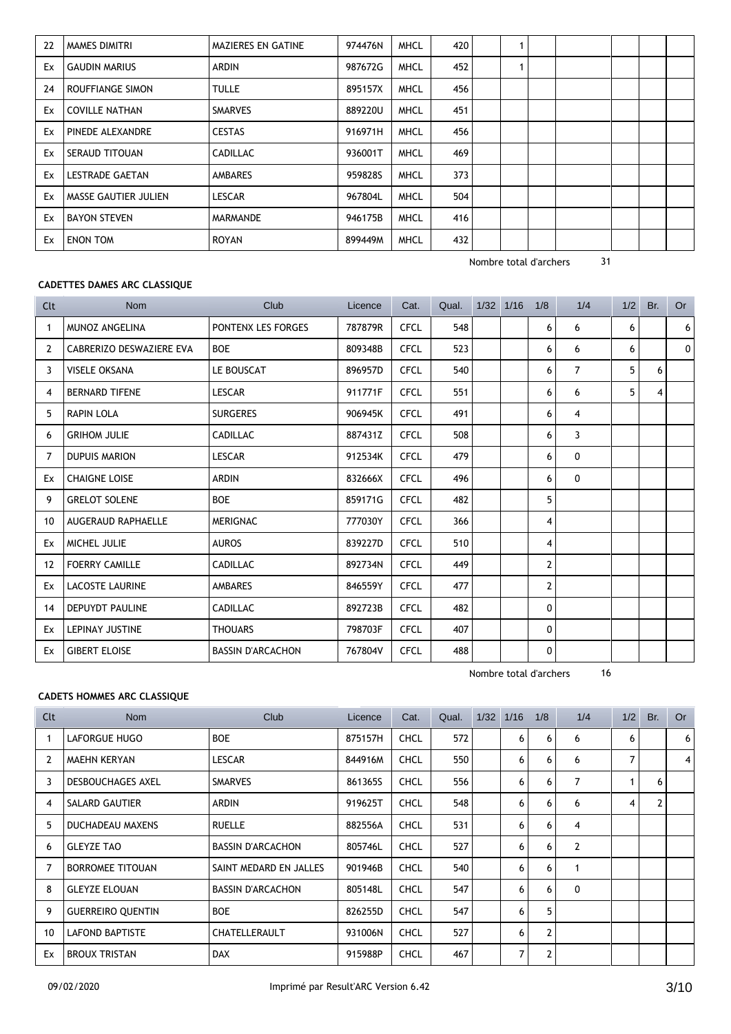| 22 | MAMES DIMITRI | MAZIERES EN GATINE | 974476N | MHCL | 420 | | 1 | | | | | |
|---|---|---|---|---|---|---|---|---|---|---|---|---|
| Ex | GAUDIN MARIUS | ARDIN | 987672G | MHCL | 452 | | 1 | | | | | |
| 24 | ROUFFIANGE SIMON | TULLE | 895157X | MHCL | 456 | | | | | | | |
| Ex | COVILLE NATHAN | SMARVES | 889220U | MHCL | 451 | | | | | | | |
| Ex | PINEDE ALEXANDRE | CESTAS | 916971H | MHCL | 456 | | | | | | | |
| Ex | SERAUD TITOUAN | CADILLAC | 936001T | MHCL | 469 | | | | | | | |
| Ex | LESTRADE GAETAN | AMBARES | 959828S | MHCL | 373 | | | | | | | |
| Ex | MASSE GAUTIER JULIEN | LESCAR | 967804L | MHCL | 504 | | | | | | | |
| Ex | BAYON STEVEN | MARMANDE | 946175B | MHCL | 416 | | | | | | | |
| Ex | ENON TOM | ROYAN | 899449M | MHCL | 432 | | | | | | | |

Nombre total d'archers 31

### CADETTES DAMES ARC CLASSIQUE

| Clt | Nom | Club | Licence | Cat. | Qual. | 1/32 | 1/16 | 1/8 | 1/4 | 1/2 | Br. | Or |
|---|---|---|---|---|---|---|---|---|---|---|---|---|
| 1 | MUNOZ ANGELINA | PONTENX LES FORGES | 787879R | CFCL | 548 | | | 6 | 6 | 6 | | 6 |
| 2 | CABRERIZO DESWAZIERE EVA | BOE | 809348B | CFCL | 523 | | | 6 | 6 | 6 | | 0 |
| 3 | VISELE OKSANA | LE BOUSCAT | 896957D | CFCL | 540 | | | 6 | 7 | 5 | 6 | |
| 4 | BERNARD TIFENE | LESCAR | 911771F | CFCL | 551 | | | 6 | 6 | 5 | 4 | |
| 5 | RAPIN LOLA | SURGERES | 906945K | CFCL | 491 | | | 6 | 4 | | | |
| 6 | GRIHOM JULIE | CADILLAC | 887431Z | CFCL | 508 | | | 6 | 3 | | | |
| 7 | DUPUIS MARION | LESCAR | 912534K | CFCL | 479 | | | 6 | 0 | | | |
| Ex | CHAIGNE LOISE | ARDIN | 832666X | CFCL | 496 | | | 6 | 0 | | | |
| 9 | GRELOT SOLENE | BOE | 859171G | CFCL | 482 | | | 5 | | | | |
| 10 | AUGERAUD RAPHAELLE | MERIGNAC | 777030Y | CFCL | 366 | | | 4 | | | | |
| Ex | MICHEL JULIE | AUROS | 839227D | CFCL | 510 | | | 4 | | | | |
| 12 | FOERRY CAMILLE | CADILLAC | 892734N | CFCL | 449 | | | 2 | | | | |
| Ex | LACOSTE LAURINE | AMBARES | 846559Y | CFCL | 477 | | | 2 | | | | |
| 14 | DEPUYDT PAULINE | CADILLAC | 892723B | CFCL | 482 | | | 0 | | | | |
| Ex | LEPINAY JUSTINE | THOUARS | 798703F | CFCL | 407 | | | 0 | | | | |
| Ex | GIBERT ELOISE | BASSIN D'ARCACHON | 767804V | CFCL | 488 | | | 0 | | | | |

Nombre total d'archers 16

### CADETS HOMMES ARC CLASSIQUE

| Clt | Nom | Club | Licence | Cat. | Qual. | 1/32 | 1/16 | 1/8 | 1/4 | 1/2 | Br. | Or |
|---|---|---|---|---|---|---|---|---|---|---|---|---|
| 1 | LAFORGUE HUGO | BOE | 875157H | CHCL | 572 | | 6 | 6 | 6 | 6 | | 6 |
| 2 | MAEHN KERYAN | LESCAR | 844916M | CHCL | 550 | | 6 | 6 | 6 | 7 | | 4 |
| 3 | DESBOUCHAGES AXEL | SMARVES | 861365S | CHCL | 556 | | 6 | 6 | 7 | 1 | 6 | |
| 4 | SALARD GAUTIER | ARDIN | 919625T | CHCL | 548 | | 6 | 6 | 6 | 4 | 2 | |
| 5 | DUCHADEAU MAXENS | RUELLE | 882556A | CHCL | 531 | | 6 | 6 | 4 | | | |
| 6 | GLEYZE TAO | BASSIN D'ARCACHON | 805746L | CHCL | 527 | | 6 | 6 | 2 | | | |
| 7 | BORROMEE TITOUAN | SAINT MEDARD EN JALLES | 901946B | CHCL | 540 | | 6 | 6 | 1 | | | |
| 8 | GLEYZE ELOUAN | BASSIN D'ARCACHON | 805148L | CHCL | 547 | | 6 | 6 | 0 | | | |
| 9 | GUERREIRO QUENTIN | BOE | 826255D | CHCL | 547 | | 6 | 5 | | | | |
| 10 | LAFOND BAPTISTE | CHATELLERAULT | 931006N | CHCL | 527 | | 6 | 2 | | | | |
| Ex | BROUX TRISTAN | DAX | 915988P | CHCL | 467 | | 7 | 2 | | | | |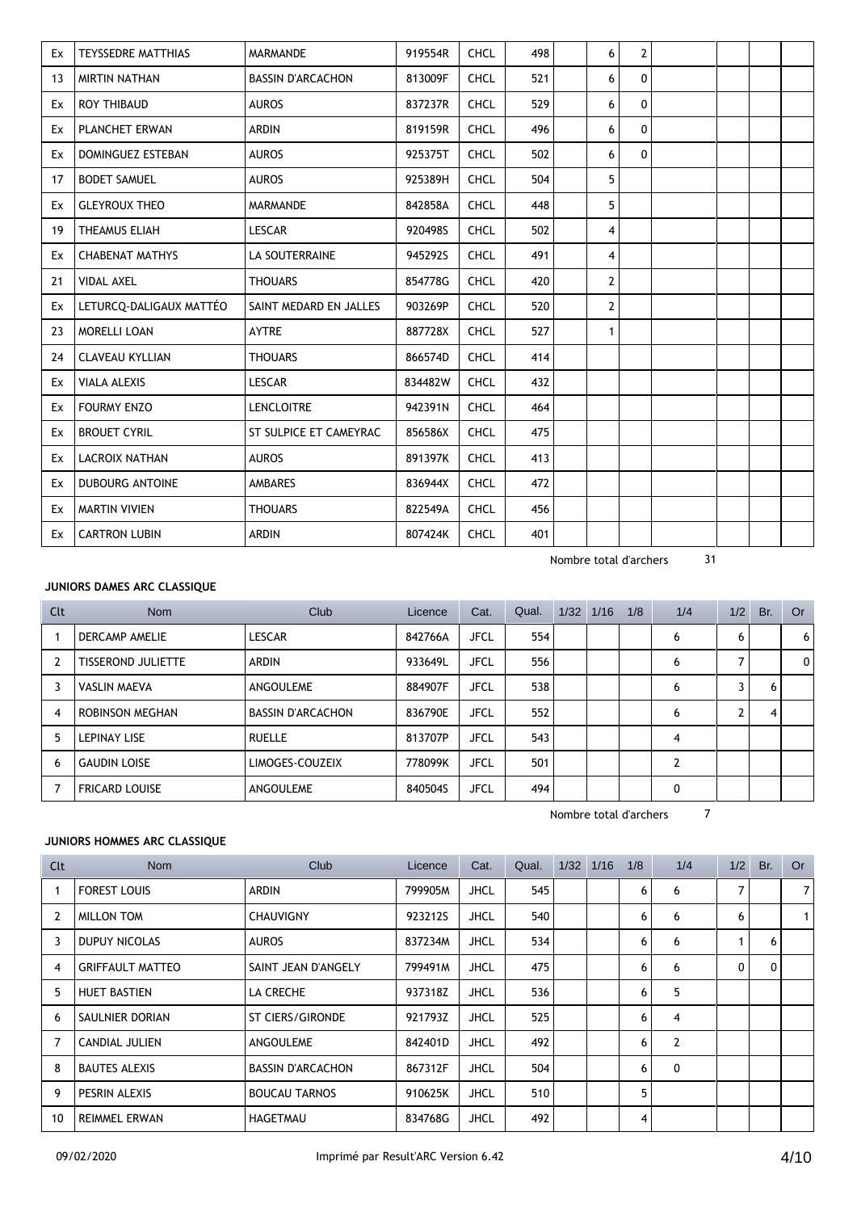| Clt | Nom | Club | Licence | Cat. | Qual. | 1/32 | 1/16 | 1/8 | 1/4 | 1/2 | Br. | Or |
|---|---|---|---|---|---|---|---|---|---|---|---|---|
| Ex | TEYSSEDRE MATTHIAS | MARMANDE | 919554R | CHCL | 498 | | 6 | 2 | | | | |
| 13 | MIRTIN NATHAN | BASSIN D'ARCACHON | 813009F | CHCL | 521 | | 6 | 0 | | | | |
| Ex | ROY THIBAUD | AUROS | 837237R | CHCL | 529 | | 6 | 0 | | | | |
| Ex | PLANCHET ERWAN | ARDIN | 819159R | CHCL | 496 | | 6 | 0 | | | | |
| Ex | DOMINGUEZ ESTEBAN | AUROS | 925375T | CHCL | 502 | | 6 | 0 | | | | |
| 17 | BODET SAMUEL | AUROS | 925389H | CHCL | 504 | | 5 | | | | | |
| Ex | GLEYROUX THEO | MARMANDE | 842858A | CHCL | 448 | | 5 | | | | | |
| 19 | THEAMUS ELIAH | LESCAR | 920498S | CHCL | 502 | | 4 | | | | | |
| Ex | CHABENAT MATHYS | LA SOUTERRAINE | 945292S | CHCL | 491 | | 4 | | | | | |
| 21 | VIDAL AXEL | THOUARS | 854778G | CHCL | 420 | | 2 | | | | | |
| Ex | LETURCQ-DALIGAUX MATTÉO | SAINT MEDARD EN JALLES | 903269P | CHCL | 520 | | 2 | | | | | |
| 23 | MORELLI LOAN | AYTRE | 887728X | CHCL | 527 | | 1 | | | | | |
| 24 | CLAVEAU KYLLIAN | THOUARS | 866574D | CHCL | 414 | | | | | | | |
| Ex | VIALA ALEXIS | LESCAR | 834482W | CHCL | 432 | | | | | | | |
| Ex | FOURMY ENZO | LENCLOITRE | 942391N | CHCL | 464 | | | | | | | |
| Ex | BROUET CYRIL | ST SULPICE ET CAMEYRAC | 856586X | CHCL | 475 | | | | | | | |
| Ex | LACROIX NATHAN | AUROS | 891397K | CHCL | 413 | | | | | | | |
| Ex | DUBOURG ANTOINE | AMBARES | 836944X | CHCL | 472 | | | | | | | |
| Ex | MARTIN VIVIEN | THOUARS | 822549A | CHCL | 456 | | | | | | | |
| Ex | CARTRON LUBIN | ARDIN | 807424K | CHCL | 401 | | | | | | | |

Nombre total d'archers 31

**JUNIORS DAMES ARC CLASSIQUE**

| Clt | Nom | Club | Licence | Cat. | Qual. | 1/32 | 1/16 | 1/8 | 1/4 | 1/2 | Br. | Or |
|---|---|---|---|---|---|---|---|---|---|---|---|---|
| 1 | DERCAMP AMELIE | LESCAR | 842766A | JFCL | 554 | | | | 6 | 6 | | 6 |
| 2 | TISSEROND JULIETTE | ARDIN | 933649L | JFCL | 556 | | | | 6 | 7 | | 0 |
| 3 | VASLIN MAEVA | ANGOULEME | 884907F | JFCL | 538 | | | | 6 | 3 | 6 | |
| 4 | ROBINSON MEGHAN | BASSIN D'ARCACHON | 836790E | JFCL | 552 | | | | 6 | 2 | 4 | |
| 5 | LEPINAY LISE | RUELLE | 813707P | JFCL | 543 | | | | 4 | | | |
| 6 | GAUDIN LOISE | LIMOGES-COUZEIX | 778099K | JFCL | 501 | | | | 2 | | | |
| 7 | FRICARD LOUISE | ANGOULEME | 840504S | JFCL | 494 | | | | 0 | | | |

Nombre total d'archers 7

**JUNIORS HOMMES ARC CLASSIQUE**

| Clt | Nom | Club | Licence | Cat. | Qual. | 1/32 | 1/16 | 1/8 | 1/4 | 1/2 | Br. | Or |
|---|---|---|---|---|---|---|---|---|---|---|---|---|
| 1 | FOREST LOUIS | ARDIN | 799905M | JHCL | 545 | | | 6 | 6 | 7 | | 7 |
| 2 | MILLON TOM | CHAUVIGNY | 923212S | JHCL | 540 | | | 6 | 6 | 6 | | 1 |
| 3 | DUPUY NICOLAS | AUROS | 837234M | JHCL | 534 | | | 6 | 6 | 1 | 6 | |
| 4 | GRIFFAULT MATTEO | SAINT JEAN D'ANGELY | 799491M | JHCL | 475 | | | 6 | 6 | 0 | 0 | |
| 5 | HUET BASTIEN | LA CRECHE | 937318Z | JHCL | 536 | | | 6 | 5 | | | |
| 6 | SAULNIER DORIAN | ST CIERS/GIRONDE | 921793Z | JHCL | 525 | | | 6 | 4 | | | |
| 7 | CANDIAL JULIEN | ANGOULEME | 842401D | JHCL | 492 | | | 6 | 2 | | | |
| 8 | BAUTES ALEXIS | BASSIN D'ARCACHON | 867312F | JHCL | 504 | | | 6 | 0 | | | |
| 9 | PESRIN ALEXIS | BOUCAU TARNOS | 910625K | JHCL | 510 | | | 5 | | | | |
| 10 | REIMMEL ERWAN | HAGETMAU | 834768G | JHCL | 492 | | | 4 | | | | |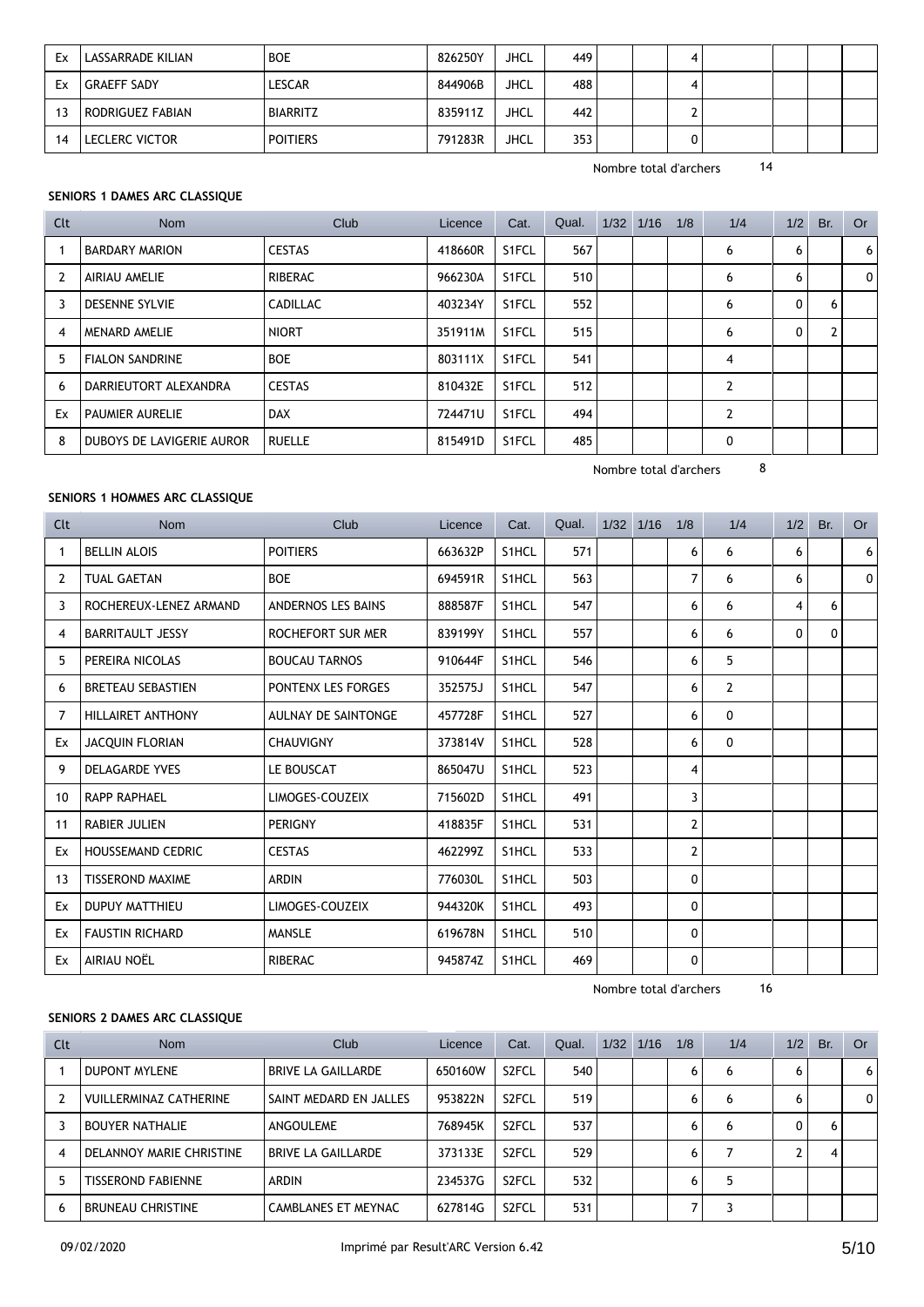| Ex | LASSARRADE KILIAN | BOE | 826250Y | JHCL | 449 | | | 4 | | | | |
|---|---|---|---|---|---|---|---|---|---|---|---|---|
| Ex | GRAEFF SADY | LESCAR | 844906B | JHCL | 488 | | | 4 | | | | |
| 13 | RODRIGUEZ FABIAN | BIARRITZ | 835911Z | JHCL | 442 | | | 2 | | | | |
| 14 | LECLERC VICTOR | POITIERS | 791283R | JHCL | 353 | | | 0 | | | | |

Nombre total d'archers 14

### SENIORS 1 DAMES ARC CLASSIQUE

| Clt | Nom | Club | Licence | Cat. | Qual. | 1/32 | 1/16 | 1/8 | 1/4 | 1/2 | Br. | Or |
|---|---|---|---|---|---|---|---|---|---|---|---|---|
| 1 | BARDARY MARION | CESTAS | 418660R | S1FCL | 567 | | | | 6 | 6 | | 6 |
| 2 | AIRIAU AMELIE | RIBERAC | 966230A | S1FCL | 510 | | | | 6 | 6 | | 0 |
| 3 | DESENNE SYLVIE | CADILLAC | 403234Y | S1FCL | 552 | | | | 6 | 0 | 6 | |
| 4 | MENARD AMELIE | NIORT | 351911M | S1FCL | 515 | | | | 6 | 0 | 2 | |
| 5 | FIALON SANDRINE | BOE | 803111X | S1FCL | 541 | | | | 4 | | | |
| 6 | DARRIEUTORT ALEXANDRA | CESTAS | 810432E | S1FCL | 512 | | | | 2 | | | |
| Ex | PAUMIER AURELIE | DAX | 724471U | S1FCL | 494 | | | | 2 | | | |
| 8 | DUBOYS DE LAVIGERIE AUROR | RUELLE | 815491D | S1FCL | 485 | | | | 0 | | | |

Nombre total d'archers 8

### SENIORS 1 HOMMES ARC CLASSIQUE

| Clt | Nom | Club | Licence | Cat. | Qual. | 1/32 | 1/16 | 1/8 | 1/4 | 1/2 | Br. | Or |
|---|---|---|---|---|---|---|---|---|---|---|---|---|
| 1 | BELLIN ALOIS | POITIERS | 663632P | S1HCL | 571 | | | 6 | 6 | 6 | | 6 |
| 2 | TUAL GAETAN | BOE | 694591R | S1HCL | 563 | | | 7 | 6 | 6 | | 0 |
| 3 | ROCHEREUX-LENEZ ARMAND | ANDERNOS LES BAINS | 888587F | S1HCL | 547 | | | 6 | 6 | 4 | 6 | |
| 4 | BARRITAULT JESSY | ROCHEFORT SUR MER | 839199Y | S1HCL | 557 | | | 6 | 6 | 0 | 0 | |
| 5 | PEREIRA NICOLAS | BOUCAU TARNOS | 910644F | S1HCL | 546 | | | 6 | 5 | | | |
| 6 | BRETEAU SEBASTIEN | PONTENX LES FORGES | 352575J | S1HCL | 547 | | | 6 | 2 | | | |
| 7 | HILLAIRET ANTHONY | AULNAY DE SAINTONGE | 457728F | S1HCL | 527 | | | 6 | 0 | | | |
| Ex | JACQUIN FLORIAN | CHAUVIGNY | 373814V | S1HCL | 528 | | | 6 | 0 | | | |
| 9 | DELAGARDE YVES | LE BOUSCAT | 865047U | S1HCL | 523 | | | 4 | | | | |
| 10 | RAPP RAPHAEL | LIMOGES-COUZEIX | 715602D | S1HCL | 491 | | | 3 | | | | |
| 11 | RABIER JULIEN | PERIGNY | 418835F | S1HCL | 531 | | | 2 | | | | |
| Ex | HOUSSEMAND CEDRIC | CESTAS | 462299Z | S1HCL | 533 | | | 2 | | | | |
| 13 | TISSEROND MAXIME | ARDIN | 776030L | S1HCL | 503 | | | 0 | | | | |
| Ex | DUPUY MATTHIEU | LIMOGES-COUZEIX | 944320K | S1HCL | 493 | | | 0 | | | | |
| Ex | FAUSTIN RICHARD | MANSLE | 619678N | S1HCL | 510 | | | 0 | | | | |
| Ex | AIRIAU NOËL | RIBERAC | 945874Z | S1HCL | 469 | | | 0 | | | | |

Nombre total d'archers 16

### SENIORS 2 DAMES ARC CLASSIQUE

| Clt | Nom | Club | Licence | Cat. | Qual. | 1/32 | 1/16 | 1/8 | 1/4 | 1/2 | Br. | Or |
|---|---|---|---|---|---|---|---|---|---|---|---|---|
| 1 | DUPONT MYLENE | BRIVE LA GAILLARDE | 650160W | S2FCL | 540 | | | 6 | 6 | 6 | | 6 |
| 2 | VUILLERMINAZ CATHERINE | SAINT MEDARD EN JALLES | 953822N | S2FCL | 519 | | | 6 | 6 | 6 | | 0 |
| 3 | BOUYER NATHALIE | ANGOULEME | 768945K | S2FCL | 537 | | | 6 | 6 | 0 | 6 | |
| 4 | DELANNOY MARIE CHRISTINE | BRIVE LA GAILLARDE | 373133E | S2FCL | 529 | | | 6 | 7 | 2 | 4 | |
| 5 | TISSEROND FABIENNE | ARDIN | 234537G | S2FCL | 532 | | | 6 | 5 | | | |
| 6 | BRUNEAU CHRISTINE | CAMBLANES ET MEYNAC | 627814G | S2FCL | 531 | | | 7 | 3 | | | |

09/02/2020 Imprimé par Result'ARC Version 6.42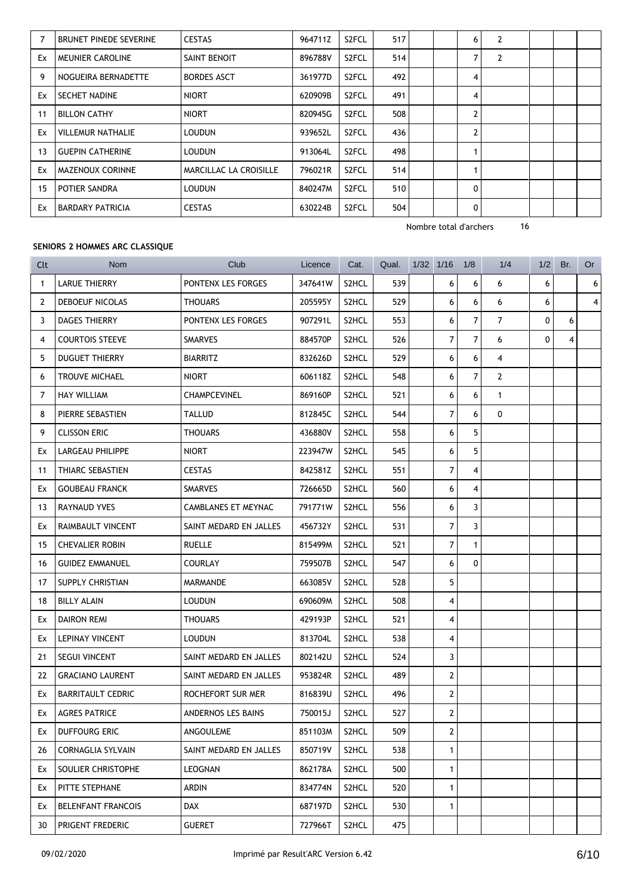| 7 | BRUNET PINEDE SEVERINE | CESTAS | 964711Z | S2FCL | 517 | | | 6 | 2 | | | |
|---|---|---|---|---|---|---|---|---|---|---|---|---|
| Ex | MEUNIER CAROLINE | SAINT BENOIT | 896788V | S2FCL | 514 | | | 7 | 2 | | | |
| 9 | NOGUEIRA BERNADETTE | BORDES ASCT | 361977D | S2FCL | 492 | | | 4 | | | | |
| Ex | SECHET NADINE | NIORT | 620909B | S2FCL | 491 | | | 4 | | | | |
| 11 | BILLON CATHY | NIORT | 820945G | S2FCL | 508 | | | 2 | | | | |
| Ex | VILLEMUR NATHALIE | LOUDUN | 939652L | S2FCL | 436 | | | 2 | | | | |
| 13 | GUEPIN CATHERINE | LOUDUN | 913064L | S2FCL | 498 | | | 1 | | | | |
| Ex | MAZENOUX CORINNE | MARCILLAC LA CROISILLE | 796021R | S2FCL | 514 | | | 1 | | | | |
| 15 | POTIER SANDRA | LOUDUN | 840247M | S2FCL | 510 | | | 0 | | | | |
| Ex | BARDARY PATRICIA | CESTAS | 630224B | S2FCL | 504 | | | 0 | | | | |

Nombre total d'archers 16

**SENIORS 2 HOMMES ARC CLASSIQUE**

| Clt | Nom | Club | Licence | Cat. | Qual. | 1/32 | 1/16 | 1/8 | 1/4 | 1/2 | Br. | Or |
|---|---|---|---|---|---|---|---|---|---|---|---|---|
| 1 | LARUE THIERRY | PONTENX LES FORGES | 347641W | S2HCL | 539 | | 6 | 6 | 6 | 6 | | 6 |
| 2 | DEBOEUF NICOLAS | THOUARS | 205595Y | S2HCL | 529 | | 6 | 6 | 6 | 6 | | 4 |
| 3 | DAGES THIERRY | PONTENX LES FORGES | 907291L | S2HCL | 553 | | 6 | 7 | 7 | 0 | 6 | |
| 4 | COURTOIS STEEVE | SMARVES | 884570P | S2HCL | 526 | | 7 | 7 | 6 | 0 | 4 | |
| 5 | DUGUET THIERRY | BIARRITZ | 832626D | S2HCL | 529 | | 6 | 6 | 4 | | | |
| 6 | TROUVE MICHAEL | NIORT | 606118Z | S2HCL | 548 | | 6 | 7 | 2 | | | |
| 7 | HAY WILLIAM | CHAMPCEVINEL | 869160P | S2HCL | 521 | | 6 | 6 | 1 | | | |
| 8 | PIERRE SEBASTIEN | TALLUD | 812845C | S2HCL | 544 | | 7 | 6 | 0 | | | |
| 9 | CLISSON ERIC | THOUARS | 436880V | S2HCL | 558 | | 6 | 5 | | | | |
| Ex | LARGEAU PHILIPPE | NIORT | 223947W | S2HCL | 545 | | 6 | 5 | | | | |
| 11 | THIARC SEBASTIEN | CESTAS | 842581Z | S2HCL | 551 | | 7 | 4 | | | | |
| Ex | GOUBEAU FRANCK | SMARVES | 726665D | S2HCL | 560 | | 6 | 4 | | | | |
| 13 | RAYNAUD YVES | CAMBLANES ET MEYNAC | 791771W | S2HCL | 556 | | 6 | 3 | | | | |
| Ex | RAIMBAULT VINCENT | SAINT MEDARD EN JALLES | 456732Y | S2HCL | 531 | | 7 | 3 | | | | |
| 15 | CHEVALIER ROBIN | RUELLE | 815499M | S2HCL | 521 | | 7 | 1 | | | | |
| 16 | GUIDEZ EMMANUEL | COURLAY | 759507B | S2HCL | 547 | | 6 | 0 | | | | |
| 17 | SUPPLY CHRISTIAN | MARMANDE | 663085V | S2HCL | 528 | | 5 | | | | | |
| 18 | BILLY ALAIN | LOUDUN | 690609M | S2HCL | 508 | | 4 | | | | | |
| Ex | DAIRON REMI | THOUARS | 429193P | S2HCL | 521 | | 4 | | | | | |
| Ex | LEPINAY VINCENT | LOUDUN | 813704L | S2HCL | 538 | | 4 | | | | | |
| 21 | SEGUI VINCENT | SAINT MEDARD EN JALLES | 802142U | S2HCL | 524 | | 3 | | | | | |
| 22 | GRACIANO LAURENT | SAINT MEDARD EN JALLES | 953824R | S2HCL | 489 | | 2 | | | | | |
| Ex | BARRITAULT CEDRIC | ROCHEFORT SUR MER | 816839U | S2HCL | 496 | | 2 | | | | | |
| Ex | AGRES PATRICE | ANDERNOS LES BAINS | 750015J | S2HCL | 527 | | 2 | | | | | |
| Ex | DUFFOURG ERIC | ANGOULEME | 851103M | S2HCL | 509 | | 2 | | | | | |
| 26 | CORNAGLIA SYLVAIN | SAINT MEDARD EN JALLES | 850719V | S2HCL | 538 | | 1 | | | | | |
| Ex | SOULIER CHRISTOPHE | LEOGNAN | 862178A | S2HCL | 500 | | 1 | | | | | |
| Ex | PITTE STEPHANE | ARDIN | 834774N | S2HCL | 520 | | 1 | | | | | |
| Ex | BELENFANT FRANCOIS | DAX | 687197D | S2HCL | 530 | | 1 | | | | | |
| 30 | PRIGENT FREDERIC | GUERET | 727966T | S2HCL | 475 | | | | | | | |

09/02/2020 Imprimé par Result'ARC Version 6.42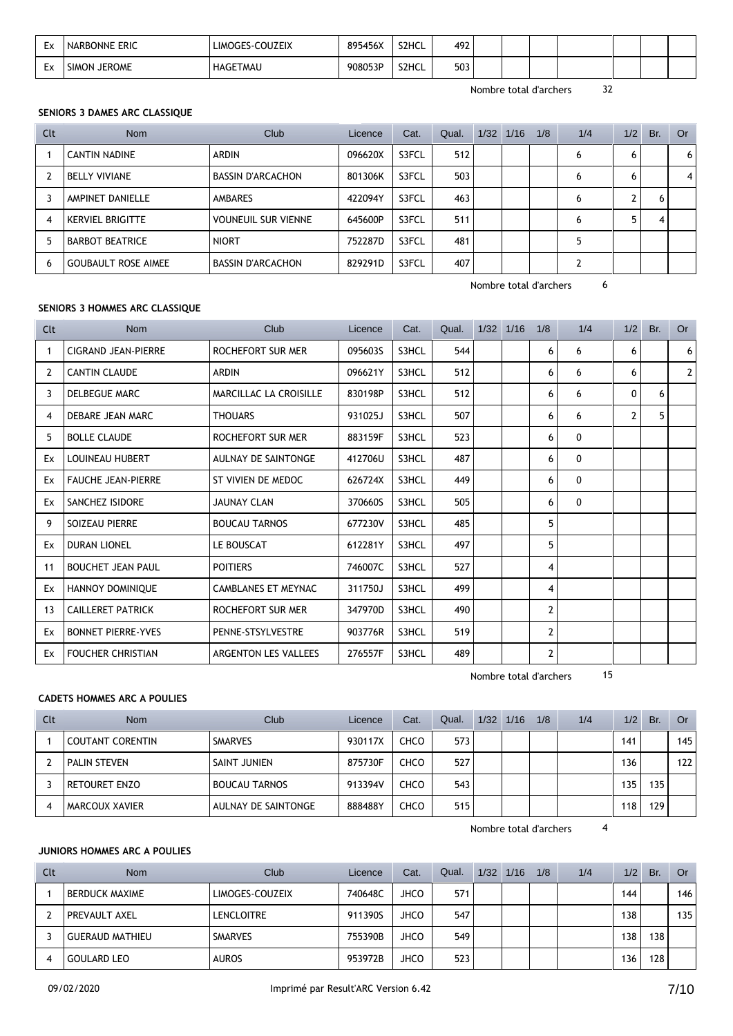| Ex | NARBONNE ERIC | LIMOGES-COUZEIX | 895456X | S2HCL | 492 | | | | | | | |
|---|---|---|---|---|---|---|---|---|---|---|---|---|
| Ex | SIMON JEROME | HAGETMAU | 908053P | S2HCL | 503 | | | | | | | |

Nombre total d'archers 32

**SENIORS 3 DAMES ARC CLASSIQUE**

| Clt | Nom | Club | Licence | Cat. | Qual. | 1/32 | 1/16 | 1/8 | 1/4 | 1/2 | Br. | Or |
|---|---|---|---|---|---|---|---|---|---|---|---|---|
| 1 | CANTIN NADINE | ARDIN | 096620X | S3FCL | 512 | | | | 6 | 6 | | 6 |
| 2 | BELLY VIVIANE | BASSIN D'ARCACHON | 801306K | S3FCL | 503 | | | | 6 | 6 | | 4 |
| 3 | AMPINET DANIELLE | AMBARES | 422094Y | S3FCL | 463 | | | | 6 | 2 | 6 | |
| 4 | KERVIEL BRIGITTE | VOUNEUIL SUR VIENNE | 645600P | S3FCL | 511 | | | | 6 | 5 | 4 | |
| 5 | BARBOT BEATRICE | NIORT | 752287D | S3FCL | 481 | | | | 5 | | | |
| 6 | GOUBAULT ROSE AIMEE | BASSIN D'ARCACHON | 829291D | S3FCL | 407 | | | | 2 | | | |

Nombre total d'archers 6

**SENIORS 3 HOMMES ARC CLASSIQUE**

| Clt | Nom | Club | Licence | Cat. | Qual. | 1/32 | 1/16 | 1/8 | 1/4 | 1/2 | Br. | Or |
|---|---|---|---|---|---|---|---|---|---|---|---|---|
| 1 | CIGRAND JEAN-PIERRE | ROCHEFORT SUR MER | 095603S | S3HCL | 544 | | | 6 | 6 | 6 | | 6 |
| 2 | CANTIN CLAUDE | ARDIN | 096621Y | S3HCL | 512 | | | 6 | 6 | 6 | | 2 |
| 3 | DELBEGUE MARC | MARCILLAC LA CROISILLE | 830198P | S3HCL | 512 | | | 6 | 6 | 0 | 6 | |
| 4 | DEBARE JEAN MARC | THOUARS | 931025J | S3HCL | 507 | | | 6 | 6 | 2 | 5 | |
| 5 | BOLLE CLAUDE | ROCHEFORT SUR MER | 883159F | S3HCL | 523 | | | 6 | 0 | | | |
| Ex | LOUINEAU HUBERT | AULNAY DE SAINTONGE | 412706U | S3HCL | 487 | | | 6 | 0 | | | |
| Ex | FAUCHE JEAN-PIERRE | ST VIVIEN DE MEDOC | 626724X | S3HCL | 449 | | | 6 | 0 | | | |
| Ex | SANCHEZ ISIDORE | JAUNAY CLAN | 370660S | S3HCL | 505 | | | 6 | 0 | | | |
| 9 | SOIZEAU PIERRE | BOUCAU TARNOS | 677230V | S3HCL | 485 | | | 5 | | | | |
| Ex | DURAN LIONEL | LE BOUSCAT | 612281Y | S3HCL | 497 | | | 5 | | | | |
| 11 | BOUCHET JEAN PAUL | POITIERS | 746007C | S3HCL | 527 | | | 4 | | | | |
| Ex | HANNOY DOMINIQUE | CAMBLANES ET MEYNAC | 311750J | S3HCL | 499 | | | 4 | | | | |
| 13 | CAILLERET PATRICK | ROCHEFORT SUR MER | 347970D | S3HCL | 490 | | | 2 | | | | |
| Ex | BONNET PIERRE-YVES | PENNE-STSYLVESTRE | 903776R | S3HCL | 519 | | | 2 | | | | |
| Ex | FOUCHER CHRISTIAN | ARGENTON LES VALLEES | 276557F | S3HCL | 489 | | | 2 | | | | |

Nombre total d'archers 15

**CADETS HOMMES ARC A POULIES**

| Clt | Nom | Club | Licence | Cat. | Qual. | 1/32 | 1/16 | 1/8 | 1/4 | 1/2 | Br. | Or |
|---|---|---|---|---|---|---|---|---|---|---|---|---|
| 1 | COUTANT CORENTIN | SMARVES | 930117X | CHCO | 573 | | | | | 141 | | 145 |
| 2 | PALIN STEVEN | SAINT JUNIEN | 875730F | CHCO | 527 | | | | | 136 | | 122 |
| 3 | RETOURET ENZO | BOUCAU TARNOS | 913394V | CHCO | 543 | | | | | 135 | 135 | |
| 4 | MARCOUX XAVIER | AULNAY DE SAINTONGE | 888488Y | CHCO | 515 | | | | | 118 | 129 | |

Nombre total d'archers 4

**JUNIORS HOMMES ARC A POULIES**

| Clt | Nom | Club | Licence | Cat. | Qual. | 1/32 | 1/16 | 1/8 | 1/4 | 1/2 | Br. | Or |
|---|---|---|---|---|---|---|---|---|---|---|---|---|
| 1 | BERDUCK MAXIME | LIMOGES-COUZEIX | 740648C | JHCO | 571 | | | | | 144 | | 146 |
| 2 | PREVAULT AXEL | LENCLOITRE | 911390S | JHCO | 547 | | | | | 138 | | 135 |
| 3 | GUERAUD MATHIEU | SMARVES | 755390B | JHCO | 549 | | | | | 138 | 138 | |
| 4 | GOULARD LEO | AUROS | 953972B | JHCO | 523 | | | | | 136 | 128 | |

09/02/2020 Imprimé par Result'ARC Version 6.42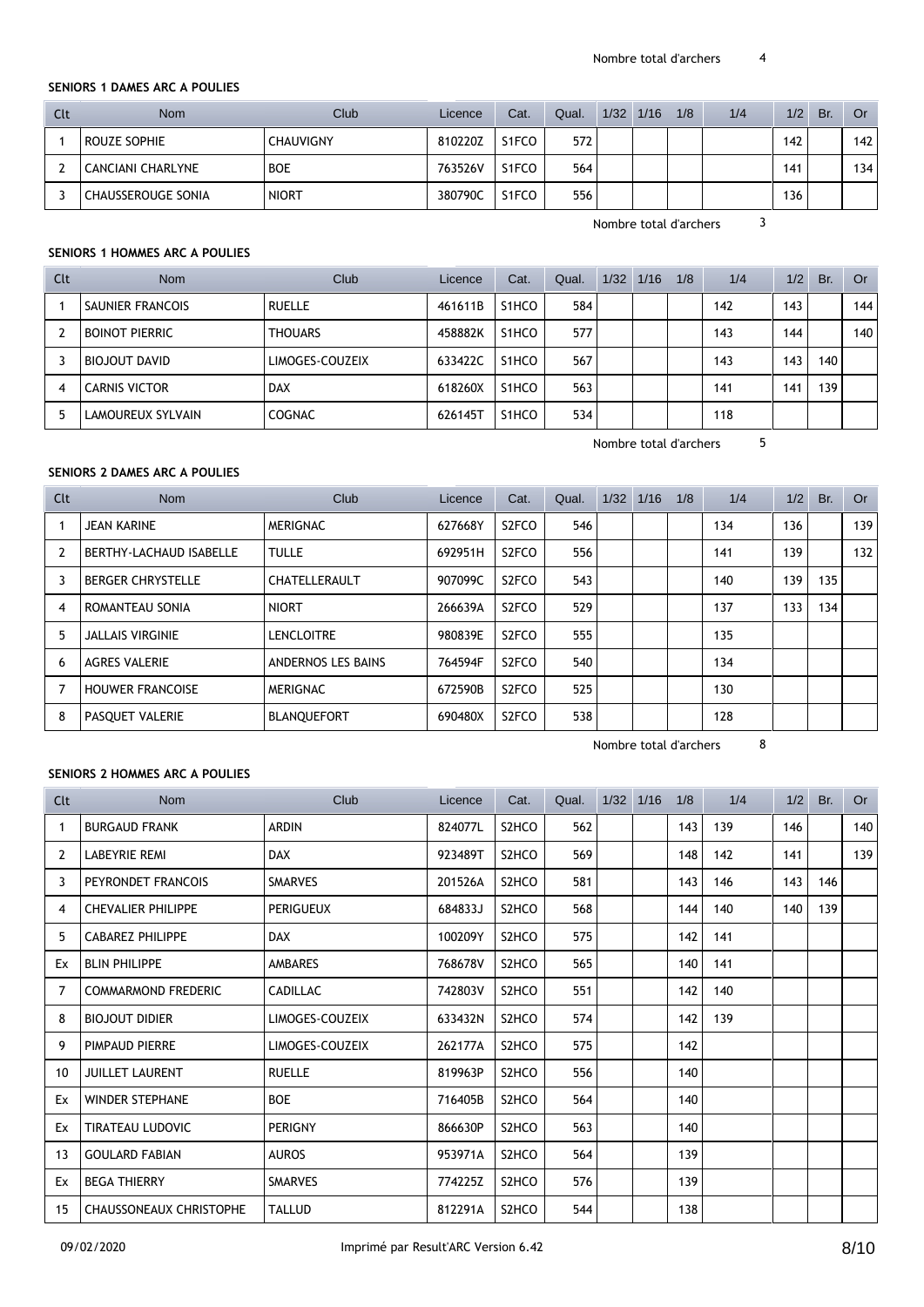Nombre total d'archers 4

**SENIORS 1 DAMES ARC A POULIES**

| Clt | Nom | Club | Licence | Cat. | Qual. | 1/32 | 1/16 | 1/8 | 1/4 | 1/2 | Br. | Or |
|---|---|---|---|---|---|---|---|---|---|---|---|---|
| 1 | ROUZE SOPHIE | CHAUVIGNY | 810220Z | S1FCO | 572 | | | | | 142 | | 142 |
| 2 | CANCIANI CHARLYNE | BOE | 763526V | S1FCO | 564 | | | | | 141 | | 134 |
| 3 | CHAUSSEROUGE SONIA | NIORT | 380790C | S1FCO | 556 | | | | | 136 | | |

Nombre total d'archers 3

**SENIORS 1 HOMMES ARC A POULIES**

| Clt | Nom | Club | Licence | Cat. | Qual. | 1/32 | 1/16 | 1/8 | 1/4 | 1/2 | Br. | Or |
|---|---|---|---|---|---|---|---|---|---|---|---|---|
| 1 | SAUNIER FRANCOIS | RUELLE | 461611B | S1HCO | 584 | | | | 142 | 143 | | 144 |
| 2 | BOINOT PIERRIC | THOUARS | 458882K | S1HCO | 577 | | | | 143 | 144 | | 140 |
| 3 | BIOJOUT DAVID | LIMOGES-COUZEIX | 633422C | S1HCO | 567 | | | | 143 | 143 | 140 | |
| 4 | CARNIS VICTOR | DAX | 618260X | S1HCO | 563 | | | | 141 | 141 | 139 | |
| 5 | LAMOUREUX SYLVAIN | COGNAC | 626145T | S1HCO | 534 | | | | 118 | | | |

Nombre total d'archers 5

**SENIORS 2 DAMES ARC A POULIES**

| Clt | Nom | Club | Licence | Cat. | Qual. | 1/32 | 1/16 | 1/8 | 1/4 | 1/2 | Br. | Or |
|---|---|---|---|---|---|---|---|---|---|---|---|---|
| 1 | JEAN KARINE | MERIGNAC | 627668Y | S2FCO | 546 | | | | 134 | 136 | | 139 |
| 2 | BERTHY-LACHAUD ISABELLE | TULLE | 692951H | S2FCO | 556 | | | | 141 | 139 | | 132 |
| 3 | BERGER CHRYSTELLE | CHATELLERAULT | 907099C | S2FCO | 543 | | | | 140 | 139 | 135 | |
| 4 | ROMANTEAU SONIA | NIORT | 266639A | S2FCO | 529 | | | | 137 | 133 | 134 | |
| 5 | JALLAIS VIRGINIE | LENCLOITRE | 980839E | S2FCO | 555 | | | | 135 | | | |
| 6 | AGRES VALERIE | ANDERNOS LES BAINS | 764594F | S2FCO | 540 | | | | 134 | | | |
| 7 | HOUWER FRANCOISE | MERIGNAC | 672590B | S2FCO | 525 | | | | 130 | | | |
| 8 | PASQUET VALERIE | BLANQUEFORT | 690480X | S2FCO | 538 | | | | 128 | | | |

Nombre total d'archers 8

**SENIORS 2 HOMMES ARC A POULIES**

| Clt | Nom | Club | Licence | Cat. | Qual. | 1/32 | 1/16 | 1/8 | 1/4 | 1/2 | Br. | Or |
|---|---|---|---|---|---|---|---|---|---|---|---|---|
| 1 | BURGAUD FRANK | ARDIN | 824077L | S2HCO | 562 | | | 143 | 139 | 146 | | 140 |
| 2 | LABEYRIE REMI | DAX | 923489T | S2HCO | 569 | | | 148 | 142 | 141 | | 139 |
| 3 | PEYRONDET FRANCOIS | SMARVES | 201526A | S2HCO | 581 | | | 143 | 146 | 143 | 146 | |
| 4 | CHEVALIER PHILIPPE | PERIGUEUX | 684833J | S2HCO | 568 | | | 144 | 140 | 140 | 139 | |
| 5 | CABAREZ PHILIPPE | DAX | 100209Y | S2HCO | 575 | | | 142 | 141 | | | |
| Ex | BLIN PHILIPPE | AMBARES | 768678V | S2HCO | 565 | | | 140 | 141 | | | |
| 7 | COMMARMOND FREDERIC | CADILLAC | 742803V | S2HCO | 551 | | | 142 | 140 | | | |
| 8 | BIOJOUT DIDIER | LIMOGES-COUZEIX | 633432N | S2HCO | 574 | | | 142 | 139 | | | |
| 9 | PIMPAUD PIERRE | LIMOGES-COUZEIX | 262177A | S2HCO | 575 | | | 142 | | | | |
| 10 | JUILLET LAURENT | RUELLE | 819963P | S2HCO | 556 | | | 140 | | | | |
| Ex | WINDER STEPHANE | BOE | 716405B | S2HCO | 564 | | | 140 | | | | |
| Ex | TIRATEAU LUDOVIC | PERIGNY | 866630P | S2HCO | 563 | | | 140 | | | | |
| 13 | GOULARD FABIAN | AUROS | 953971A | S2HCO | 564 | | | 139 | | | | |
| Ex | BEGA THIERRY | SMARVES | 774225Z | S2HCO | 576 | | | 139 | | | | |
| 15 | CHAUSSONEAUX CHRISTOPHE | TALLUD | 812291A | S2HCO | 544 | | | 138 | | | | |

09/02/2020 Imprimé par Result'ARC Version 6.42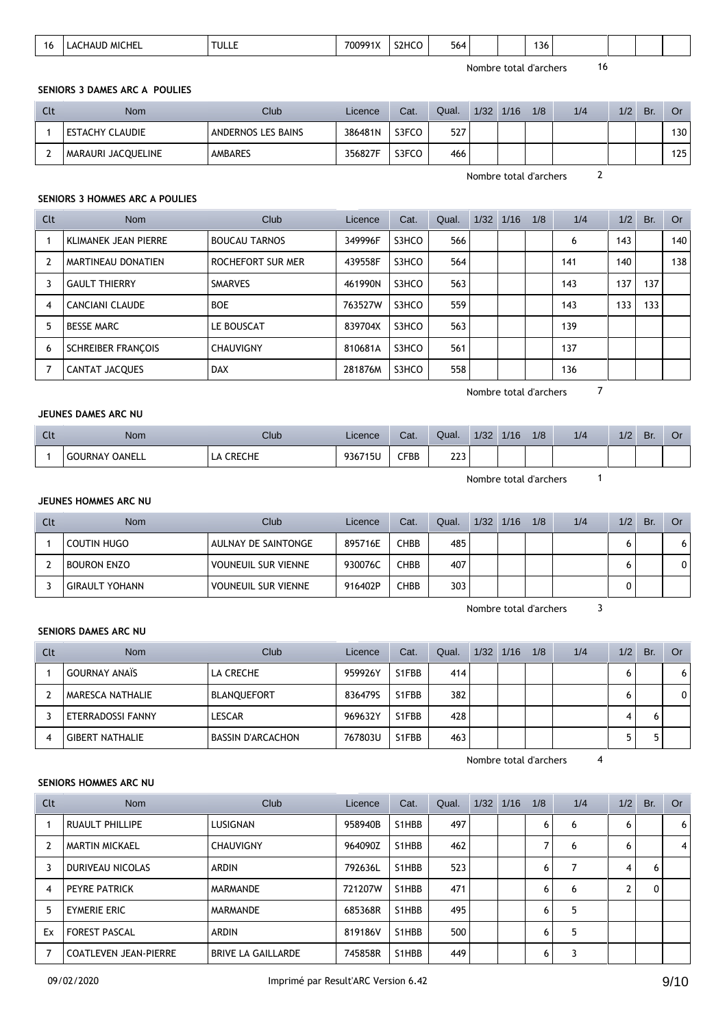| 16 | LACHAUD MICHEL | TULLE | 700991X | S2HCO | 564 | | | 136 | | | | |
|---|---|---|---|---|---|---|---|---|---|---|---|---|

Nombre total d'archers 16

**SENIORS 3 DAMES ARC A POULIES**

| Clt | Nom | Club | Licence | Cat. | Qual. | 1/32 | 1/16 | 1/8 | 1/4 | 1/2 | Br. | Or |
|---|---|---|---|---|---|---|---|---|---|---|---|---|
| 1 | ESTACHY CLAUDIE | ANDERNOS LES BAINS | 386481N | S3FCO | 527 | | | | | | | 130 |
| 2 | MARAURI JACQUELINE | AMBARES | 356827F | S3FCO | 466 | | | | | | | 125 |

Nombre total d'archers 2

**SENIORS 3 HOMMES ARC A POULIES**

| Clt | Nom | Club | Licence | Cat. | Qual. | 1/32 | 1/16 | 1/8 | 1/4 | 1/2 | Br. | Or |
|---|---|---|---|---|---|---|---|---|---|---|---|---|
| 1 | KLIMANEK JEAN PIERRE | BOUCAU TARNOS | 349996F | S3HCO | 566 | | | | 6 | 143 | | 140 |
| 2 | MARTINEAU DONATIEN | ROCHEFORT SUR MER | 439558F | S3HCO | 564 | | | | 141 | 140 | | 138 |
| 3 | GAULT THIERRY | SMARVES | 461990N | S3HCO | 563 | | | | 143 | 137 | 137 | |
| 4 | CANCIANI CLAUDE | BOE | 763527W | S3HCO | 559 | | | | 143 | 133 | 133 | |
| 5 | BESSE MARC | LE BOUSCAT | 839704X | S3HCO | 563 | | | | 139 | | | |
| 6 | SCHREIBER FRANÇOIS | CHAUVIGNY | 810681A | S3HCO | 561 | | | | 137 | | | |
| 7 | CANTAT JACQUES | DAX | 281876M | S3HCO | 558 | | | | 136 | | | |

Nombre total d'archers 7

**JEUNES DAMES ARC NU**

| Clt | Nom | Club | Licence | Cat. | Qual. | 1/32 | 1/16 | 1/8 | 1/4 | 1/2 | Br. | Or |
|---|---|---|---|---|---|---|---|---|---|---|---|---|
| 1 | GOURNAY OANELL | LA CRECHE | 936715U | CFBB | 223 | | | | | | | |

Nombre total d'archers 1

**JEUNES HOMMES ARC NU**

| Clt | Nom | Club | Licence | Cat. | Qual. | 1/32 | 1/16 | 1/8 | 1/4 | 1/2 | Br. | Or |
|---|---|---|---|---|---|---|---|---|---|---|---|---|
| 1 | COUTIN HUGO | AULNAY DE SAINTONGE | 895716E | CHBB | 485 | | | | | 6 | | 6 |
| 2 | BOURON ENZO | VOUNEUIL SUR VIENNE | 930076C | CHBB | 407 | | | | | 6 | | 0 |
| 3 | GIRAULT YOHANN | VOUNEUIL SUR VIENNE | 916402P | CHBB | 303 | | | | | 0 | | |

Nombre total d'archers 3

**SENIORS DAMES ARC NU**

| Clt | Nom | Club | Licence | Cat. | Qual. | 1/32 | 1/16 | 1/8 | 1/4 | 1/2 | Br. | Or |
|---|---|---|---|---|---|---|---|---|---|---|---|---|
| 1 | GOURNAY ANAÏS | LA CRECHE | 959926Y | S1FBB | 414 | | | | | 6 | | 6 |
| 2 | MARESCA NATHALIE | BLANQUEFORT | 836479S | S1FBB | 382 | | | | | 6 | | 0 |
| 3 | ETERRADOSSI FANNY | LESCAR | 969632Y | S1FBB | 428 | | | | | 4 | 6 | |
| 4 | GIBERT NATHALIE | BASSIN D'ARCACHON | 767803U | S1FBB | 463 | | | | | 5 | 5 | |

Nombre total d'archers 4

**SENIORS HOMMES ARC NU**

| Clt | Nom | Club | Licence | Cat. | Qual. | 1/32 | 1/16 | 1/8 | 1/4 | 1/2 | Br. | Or |
|---|---|---|---|---|---|---|---|---|---|---|---|---|
| 1 | RUAULT PHILLIPE | LUSIGNAN | 958940B | S1HBB | 497 | | | 6 | 6 | 6 | | 6 |
| 2 | MARTIN MICKAEL | CHAUVIGNY | 964090Z | S1HBB | 462 | | | 7 | 6 | 6 | | 4 |
| 3 | DURIVEAU NICOLAS | ARDIN | 792636L | S1HBB | 523 | | | 6 | 7 | 4 | 6 | |
| 4 | PEYRE PATRICK | MARMANDE | 721207W | S1HBB | 471 | | | 6 | 6 | 2 | 0 | |
| 5 | EYMERIE ERIC | MARMANDE | 685368R | S1HBB | 495 | | | 6 | 5 | | | |
| Ex | FOREST PASCAL | ARDIN | 819186V | S1HBB | 500 | | | 6 | 5 | | | |
| 7 | COATLEVEN JEAN-PIERRE | BRIVE LA GAILLARDE | 745858R | S1HBB | 449 | | | 6 | 3 | | | |

09/02/2020 Imprimé par Result'ARC Version 6.42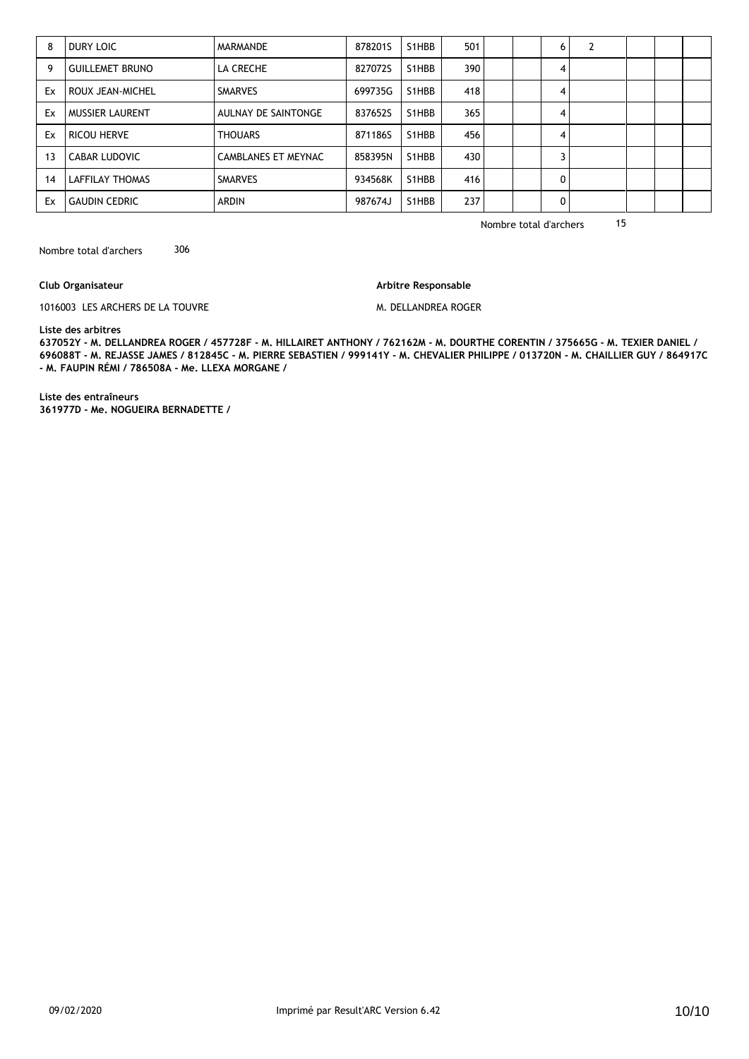| | | | | | | | | | | | | |
|---|---|---|---|---|---|---|---|---|---|---|---|---|
| 8 | DURY LOIC | MARMANDE | 878201S | S1HBB | 501 | | | 6 | 2 | | | |
| 9 | GUILLEMET BRUNO | LA CRECHE | 827072S | S1HBB | 390 | | | 4 | | | | |
| Ex | ROUX JEAN-MICHEL | SMARVES | 699735G | S1HBB | 418 | | | 4 | | | | |
| Ex | MUSSIER LAURENT | AULNAY DE SAINTONGE | 837652S | S1HBB | 365 | | | 4 | | | | |
| Ex | RICOU HERVE | THOUARS | 871186S | S1HBB | 456 | | | 4 | | | | |
| 13 | CABAR LUDOVIC | CAMBLANES ET MEYNAC | 858395N | S1HBB | 430 | | | 3 | | | | |
| 14 | LAFFILAY THOMAS | SMARVES | 934568K | S1HBB | 416 | | | 0 | | | | |
| Ex | GAUDIN CEDRIC | ARDIN | 987674J | S1HBB | 237 | | | 0 | | | | |

Nombre total d'archers 15

Nombre total d'archers 306

**Club Organisateur**

1016003 LES ARCHERS DE LA TOUVRE

**Arbitre Responsable**

M. DELLANDREA ROGER

**Liste des arbitres**

**637052Y - M. DELLANDREA ROGER / 457728F - M. HILLAIRET ANTHONY / 762162M - M. DOURTHE CORENTIN / 375665G - M. TEXIER DANIEL / 696088T - M. REJASSE JAMES / 812845C - M. PIERRE SEBASTIEN / 999141Y - M. CHEVALIER PHILIPPE / 013720N - M. CHAILLIER GUY / 864917C - M. FAUPIN RÉMI / 786508A - Me. LLEXA MORGANE /**

**Liste des entraîneurs**

**361977D - Me. NOGUEIRA BERNADETTE /**

09/02/2020 Imprimé par Result'ARC Version 6.42